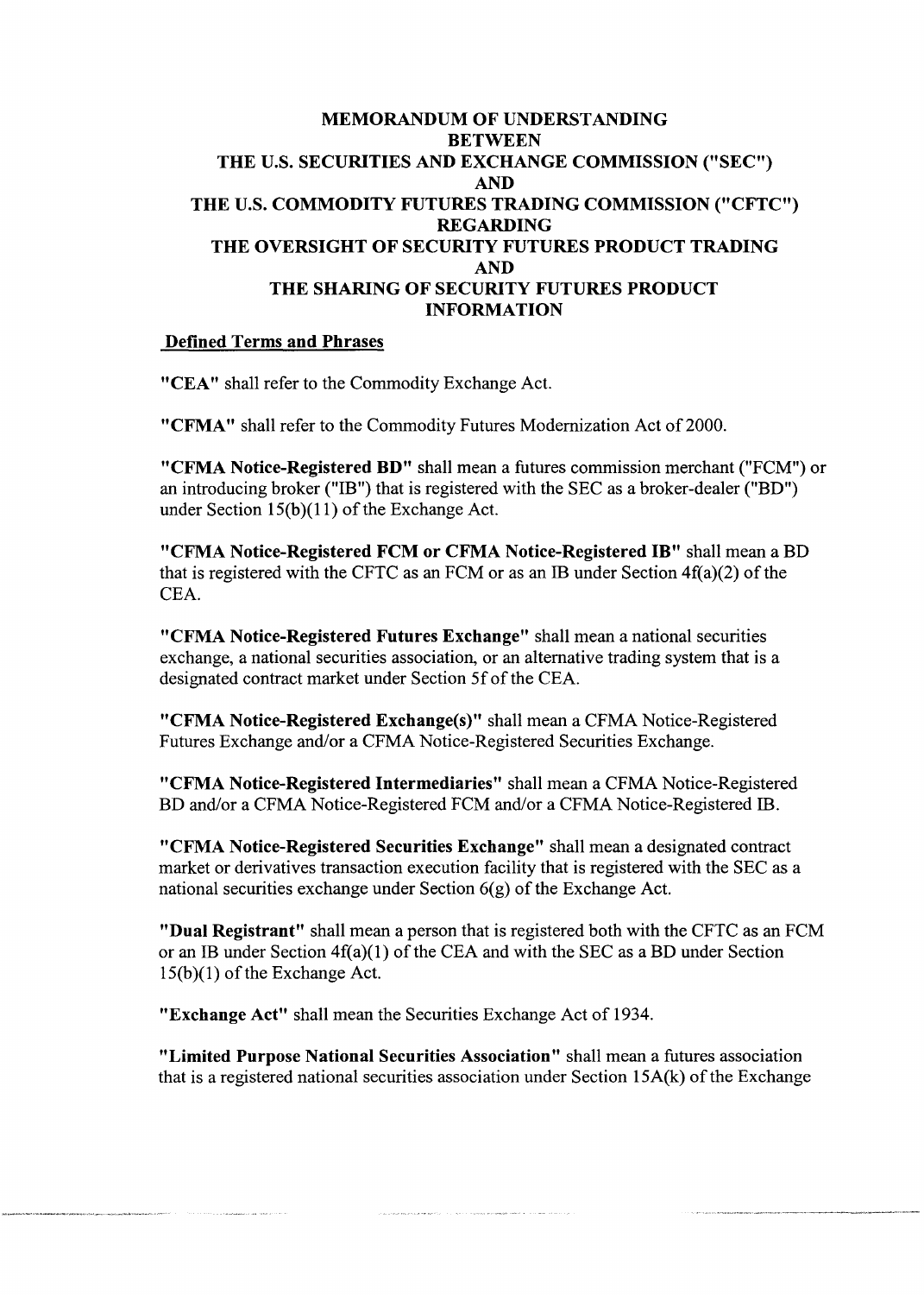# MEMORANDUM OF UNDERSTANDING BETWEEN THE U.S. SECURITIES AND EXCHANGE COMMISSION ("SEC") AND THE U.S. COMMODITY FUTURES TRADING COMMISSION ("CFTC") REGARDING THE OVERSIGHT OF SECURITY FUTURES PRODUCT TRADING AND THE SHARING OF SECURITY FUTURES PRODUCT INFORMATION

## Defined Terms and Phrases

**"CEA"** shall refer to the Commodity Exchange Act.

**"CFMA"** shall refer to the Commodity Futures Modernization Act of 2000.

**"CFMA Notice-Registered BD"** shall mean a futures commission merchant ("FCM") or an introducing broker ("IB") that is registered with the SEC as a broker-dealer ("BD") under Section 15(b)(11) of the Exchange Act.

**"CFMA Notice-Registered FCM or CFMA Notice-Registered IB"** shall mean a BD that is registered with the CFTC as an FCM or as an IB under Section 4f(a)(2) of the CEA.

**"CFMA Notice-Registered Futures Exchange"** shall mean a national securities exchange, a national securities association, or an alternative trading system that is a designated contract market under Section 5f of the CEA.

**"CFMA Notice-Registered Exchange(s)"** shall mean a CFMA Notice-Registered Futures Exchange and/or a CFMA Notice-Registered Securities Exchange.

**"CFMA Notice-Registered Intermediaries"** shall mean a CFMA Notice-Registered BD and/or a CFMA Notice-Registered FCM and/or a CFMA Notice-Registered IB.

**"CFMA Notice-Registered Securities Exchange"** shall mean a designated contract market or derivatives transaction execution facility that is registered with the SEC as a national securities exchange under Section 6(g) of the Exchange Act.

**"Dual Registrant"** shall mean a person that is registered both with the CFTC as an FCM or an IB under Section 4f(a)(1) of the CEA and with the SEC as a BD under Section 15(b)(1) of the Exchange Act.

**"Exchange Act"** shall mean the Securities Exchange Act of 1934.

**"Limited Purpose National Securities Association"** shall mean a futures association that is a registered national securities association under Section 15A(k) of the Exchange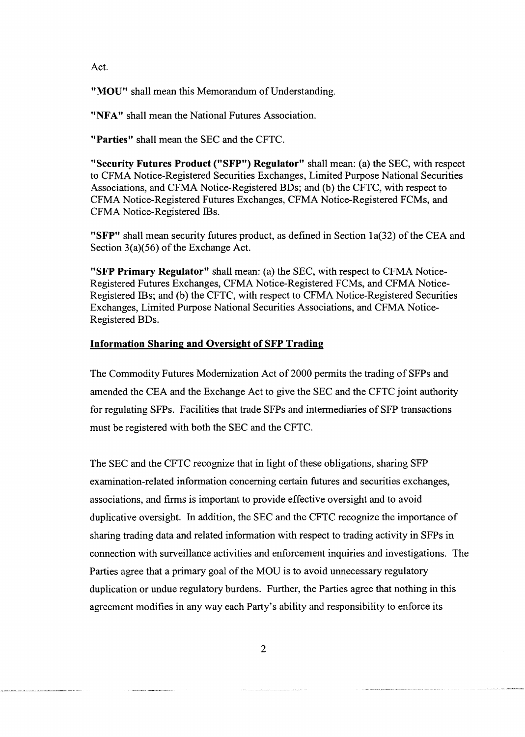Act.

**"MOU"** shall mean this Memorandum of Understanding.

**"NFA"** shall mean the National Futures Association.

**"Parties"** shall mean the SEC and the CFTC.

**"Security Futures Product ("SFP") Regulator"** shall mean: (a) the SEC, with respect to CFMA Notice-Registered Securities Exchanges, Limited Purpose National Securities Associations, and CFMA Notice-Registered BDs; and (b) the CFTC, with respect to CFMA Notice-Registered Futures Exchanges, CFMA Notice-Registered FCMs, and CFMA Notice-Registered IBs.

**"SFP"** shall mean security futures product, as defined in Section 1a(32) of the CEA and Section 3(a)(56) of the Exchange Act.

**"SFP Primary Regulator"** shall mean: (a) the SEC, with respect to CFMA Notice-Registered Futures Exchanges, CFMA Notice-Registered FCMs, and CFMA Notice-Registered IBs; and (b) the CFTC, with respect to CFMA Notice-Registered Securities Exchanges, Limited Purpose National Securities Associations, and CFMA Notice-Registered BDs.

## Information Sharing and Oversight of SFP Trading

The Commodity Futures Modernization Act of 2000 permits the trading of SFPs and amended the CEA and the Exchange Act to give the SEC and the CFTC joint authority for regulating SFPs. Facilities that trade SFPs and intermediaries of SFP transactions must be registered with both the SEC and the CFTC.

The SEC and the CFTC recognize that in light of these obligations, sharing SFP examination-related information concerning certain futures and securities exchanges, associations, and firms is important to provide effective oversight and to avoid duplicative oversight. In addition, the SEC and the CFTC recognize the importance of sharing trading data and related information with respect to trading activity in SFPs in connection with surveillance activities and enforcement inquiries and investigations. The Parties agree that a primary goal of the MOU is to avoid unnecessary regulatory duplication or undue regulatory burdens. Further, the Parties agree that nothing in this agreement modifies in any way each Party's ability and responsibility to enforce its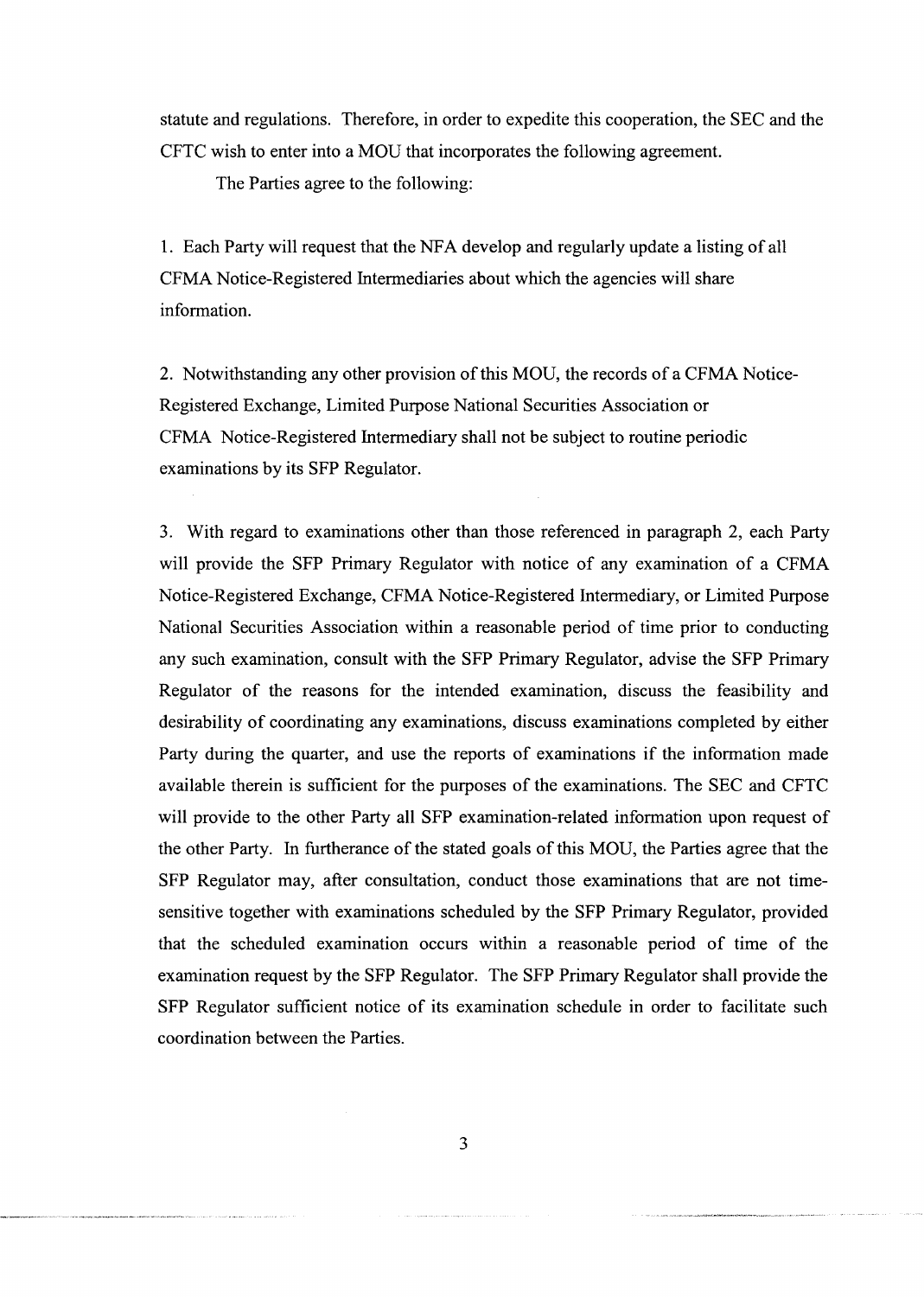statute and regulations. Therefore, in order to expedite this cooperation, the SEC and the CFTC wish to enter into a MOU that incorporates the following agreement.

The Parties agree to the following:

1. Each Party will request that the NFA develop and regularly update a listing of all CFMA Notice-Registered Intermediaries about which the agencies will share information.

2. Notwithstanding any other provision of this MOU, the records of a CFMA Notice-Registered Exchange, Limited Purpose National Securities Association or CFMA Notice-Registered Intermediary shall not be subject to routine periodic examinations by its SFP Regulator.

3. With regard to examinations other than those referenced in paragraph 2, each Party will provide the SFP Primary Regulator with notice of any examination of a CFMA Notice-Registered Exchange, CFMA Notice-Registered Intermediary, or Limited Purpose National Securities Association within a reasonable period of time prior to conducting any such examination, consult with the SFP Primary Regulator, advise the SFP Primary Regulator of the reasons for the intended examination, discuss the feasibility and desirability of coordinating any examinations, discuss examinations completed by either Party during the quarter, and use the reports of examinations if the information made available therein is sufficient for the purposes of the examinations. The SEC and CFTC will provide to the other Party all SFP examination-related information upon request of the other Party. In furtherance of the stated goals of this MOU, the Parties agree that the SFP Regulator may, after consultation, conduct those examinations that are not time-sensitive together with examinations scheduled by the SFP Primary Regulator, provided that the scheduled examination occurs within a reasonable period of time of the examination request by the SFP Regulator. The SFP Primary Regulator shall provide the SFP Regulator sufficient notice of its examination schedule in order to facilitate such coordination between the Parties.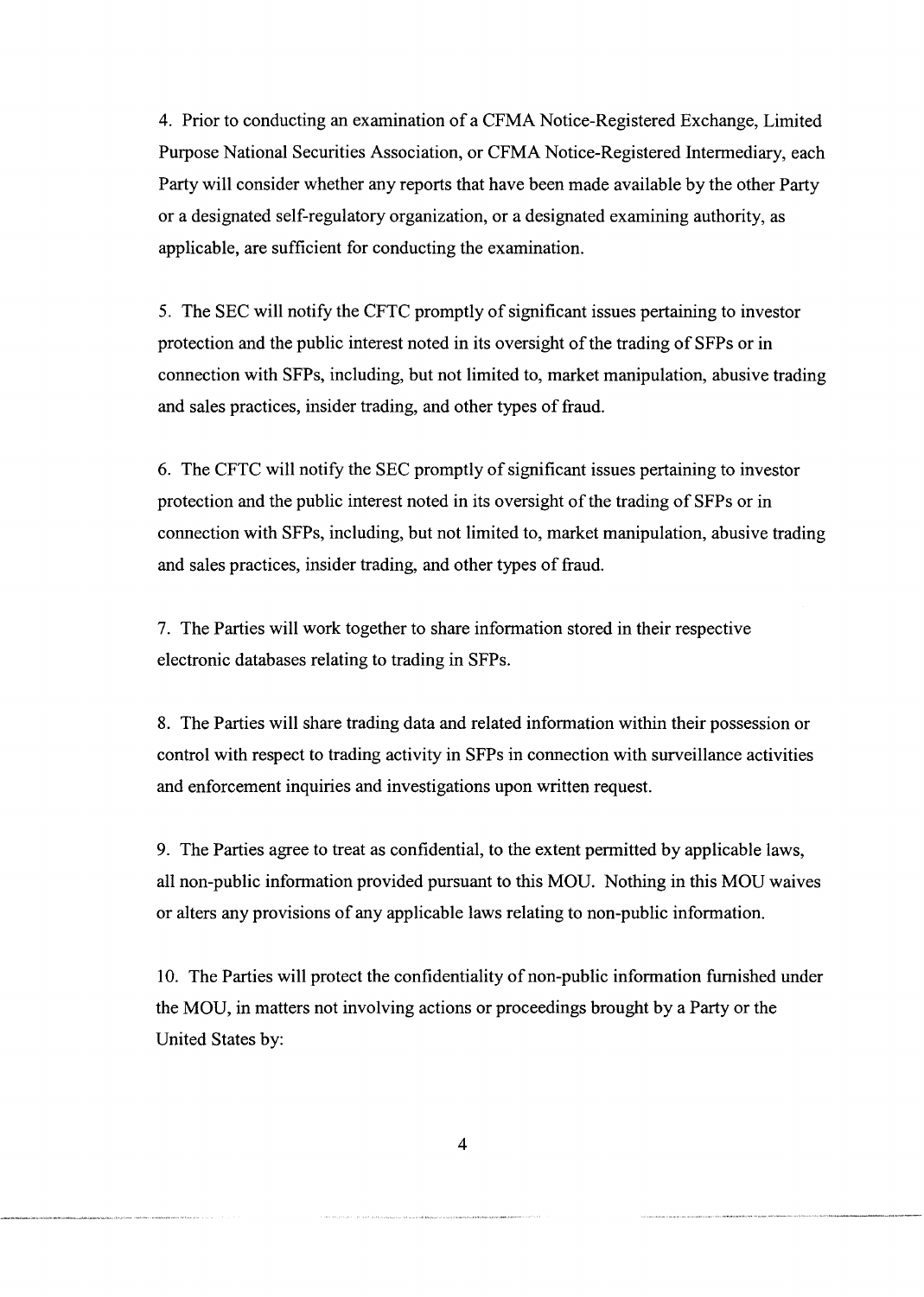4. Prior to conducting an examination of a CFMA Notice-Registered Exchange, Limited Purpose National Securities Association, or CFMA Notice-Registered Intermediary, each Party will consider whether any reports that have been made available by the other Party or a designated self-regulatory organization, or a designated examining authority, as applicable, are sufficient for conducting the examination.

5. The SEC will notify the CFTC promptly of significant issues pertaining to investor protection and the public interest noted in its oversight of the trading of SFPs or in connection with SFPs, including, but not limited to, market manipulation, abusive trading and sales practices, insider trading, and other types of fraud.

6. The CFTC will notify the SEC promptly of significant issues pertaining to investor protection and the public interest noted in its oversight of the trading of SFPs or in connection with SFPs, including, but not limited to, market manipulation, abusive trading and sales practices, insider trading, and other types of fraud.

7. The Parties will work together to share information stored in their respective electronic databases relating to trading in SFPs.

8. The Parties will share trading data and related information within their possession or control with respect to trading activity in SFPs in connection with surveillance activities and enforcement inquiries and investigations upon written request.

9. The Parties agree to treat as confidential, to the extent permitted by applicable laws, all non-public information provided pursuant to this MOU. Nothing in this MOU waives or alters any provisions of any applicable laws relating to non-public information.

10. The Parties will protect the confidentiality of non-public information furnished under the MOU, in matters not involving actions or proceedings brought by a Party or the United States by: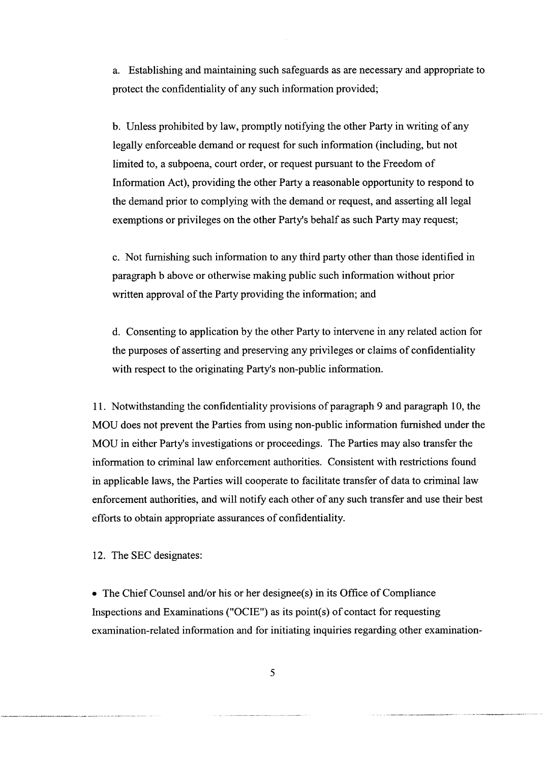a. Establishing and maintaining such safeguards as are necessary and appropriate to protect the confidentiality of any such information provided;

b. Unless prohibited by law, promptly notifying the other Party in writing of any legally enforceable demand or request for such information (including, but not limited to, a subpoena, court order, or request pursuant to the Freedom of Information Act), providing the other Party a reasonable opportunity to respond to the demand prior to complying with the demand or request, and asserting all legal exemptions or privileges on the other Party's behalf as such Party may request;

c. Not furnishing such information to any third party other than those identified in paragraph b above or otherwise making public such information without prior written approval of the Party providing the information; and

d. Consenting to application by the other Party to intervene in any related action for the purposes of asserting and preserving any privileges or claims of confidentiality with respect to the originating Party's non-public information.

11. Notwithstanding the confidentiality provisions of paragraph 9 and paragraph 10, the MOU does not prevent the Parties from using non-public information furnished under the MOU in either Party's investigations or proceedings. The Parties may also transfer the information to criminal law enforcement authorities. Consistent with restrictions found in applicable laws, the Parties will cooperate to facilitate transfer of data to criminal law enforcement authorities, and will notify each other of any such transfer and use their best efforts to obtain appropriate assurances of confidentiality.

12. The SEC designates:

- The Chief Counsel and/or his or her designee(s) in its Office of Compliance Inspections and Examinations ("OCIE") as its point(s) of contact for requesting examination-related information and for initiating inquiries regarding other examination-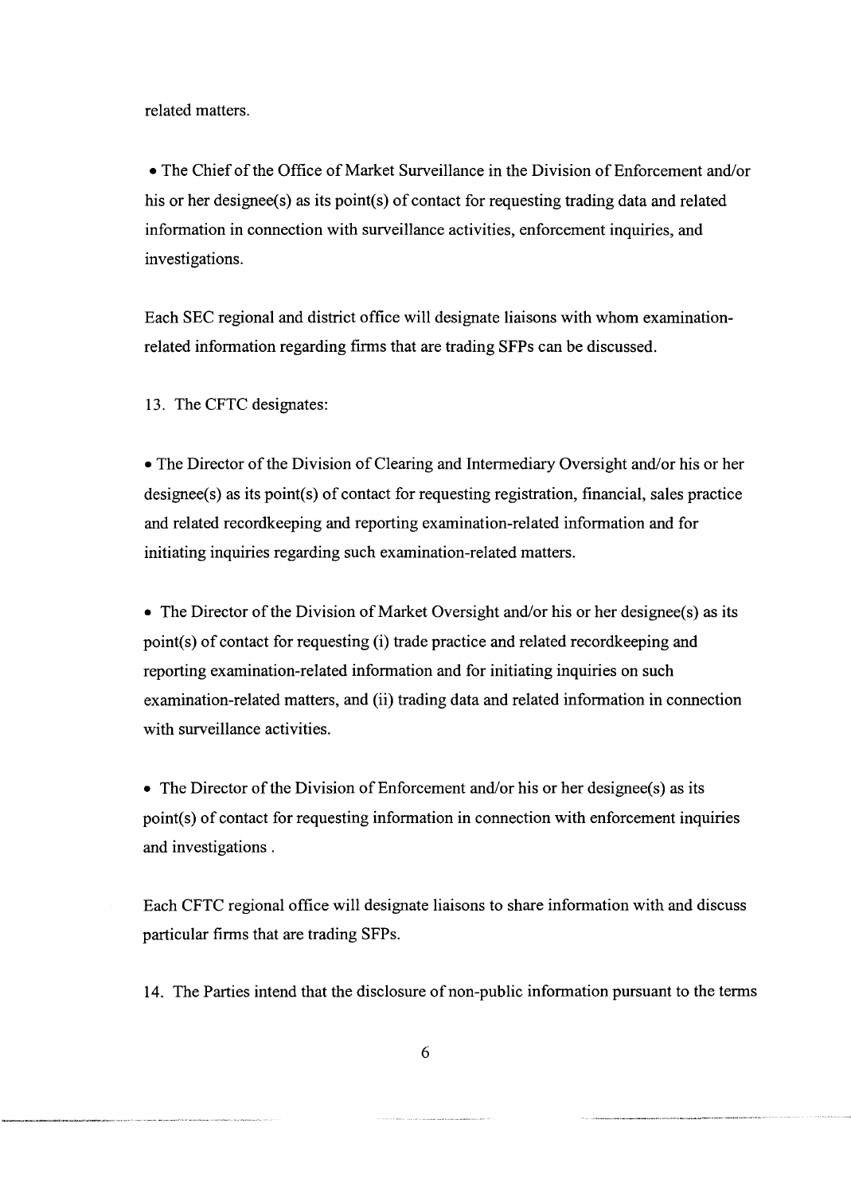related matters.

- The Chief of the Office of Market Surveillance in the Division of Enforcement and/or his or her designee(s) as its point(s) of contact for requesting trading data and related information in connection with surveillance activities, enforcement inquiries, and investigations.

Each SEC regional and district office will designate liaisons with whom examination-related information regarding firms that are trading SFPs can be discussed.

13. The CFTC designates:

- The Director of the Division of Clearing and Intermediary Oversight and/or his or her designee(s) as its point(s) of contact for requesting registration, financial, sales practice and related recordkeeping and reporting examination-related information and for initiating inquiries regarding such examination-related matters.

- The Director of the Division of Market Oversight and/or his or her designee(s) as its point(s) of contact for requesting (i) trade practice and related recordkeeping and reporting examination-related information and for initiating inquiries on such examination-related matters, and (ii) trading data and related information in connection with surveillance activities.

- The Director of the Division of Enforcement and/or his or her designee(s) as its point(s) of contact for requesting information in connection with enforcement inquiries and investigations .

Each CFTC regional office will designate liaisons to share information with and discuss particular firms that are trading SFPs.

14. The Parties intend that the disclosure of non-public information pursuant to the terms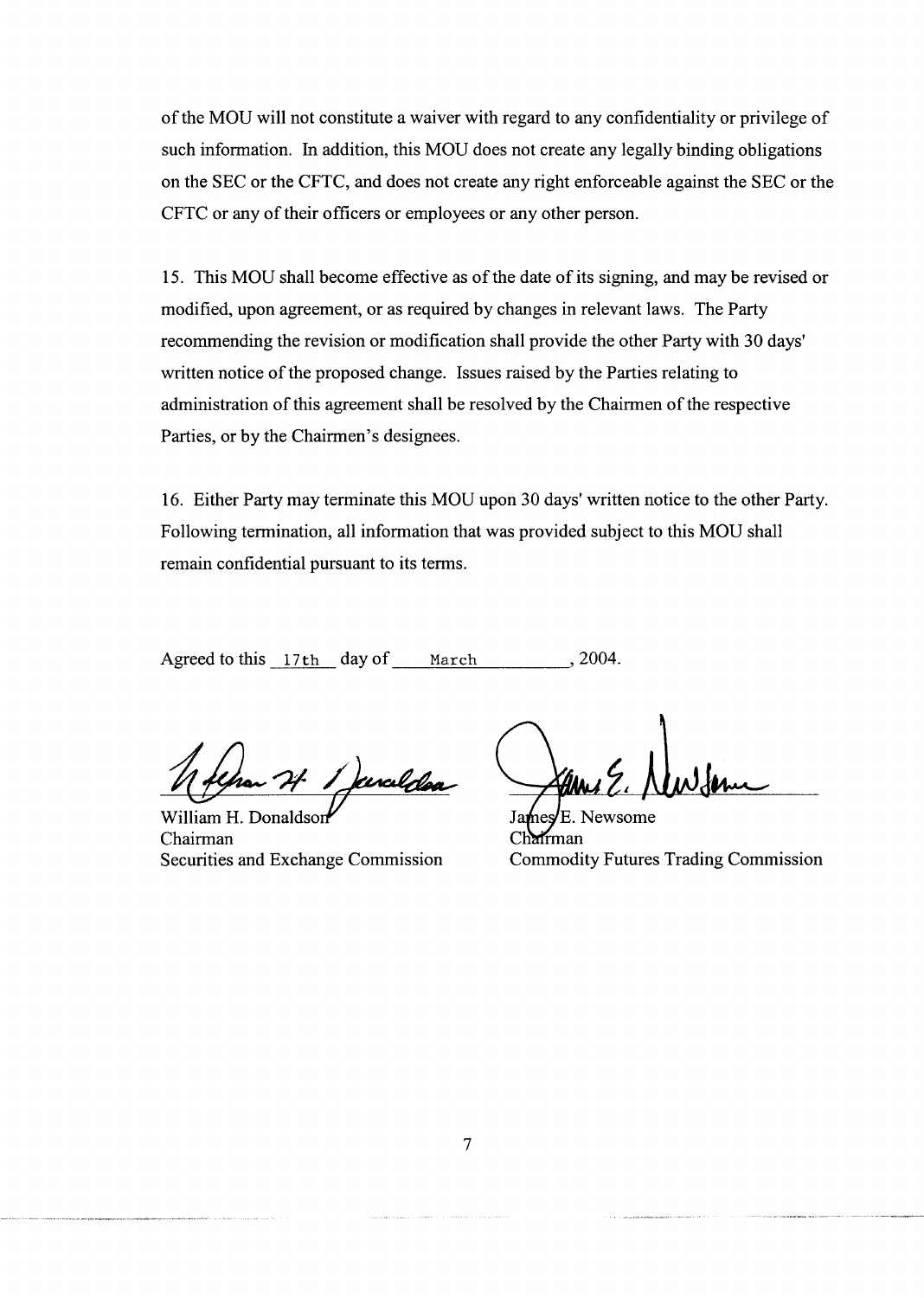of the MOU will not constitute a waiver with regard to any confidentiality or privilege of such information. In addition, this MOU does not create any legally binding obligations on the SEC or the CFTC, and does not create any right enforceable against the SEC or the CFTC or any of their officers or employees or any other person.

15. This MOU shall become effective as of the date of its signing, and may be revised or modified, upon agreement, or as required by changes in relevant laws. The Party recommending the revision or modification shall provide the other Party with 30 days' written notice of the proposed change. Issues raised by the Parties relating to administration of this agreement shall be resolved by the Chairmen of the respective Parties, or by the Chairmen's designees.

16. Either Party may terminate this MOU upon 30 days' written notice to the other Party. Following termination, all information that was provided subject to this MOU shall remain confidential pursuant to its terms.

Agreed to this 17th day of March, 2004.

| | |
|---|---|
| William H. Donaldson | James E. Newsome |
| Chairman | Chairman |
| Securities and Exchange Commission | Commodity Futures Trading Commission |